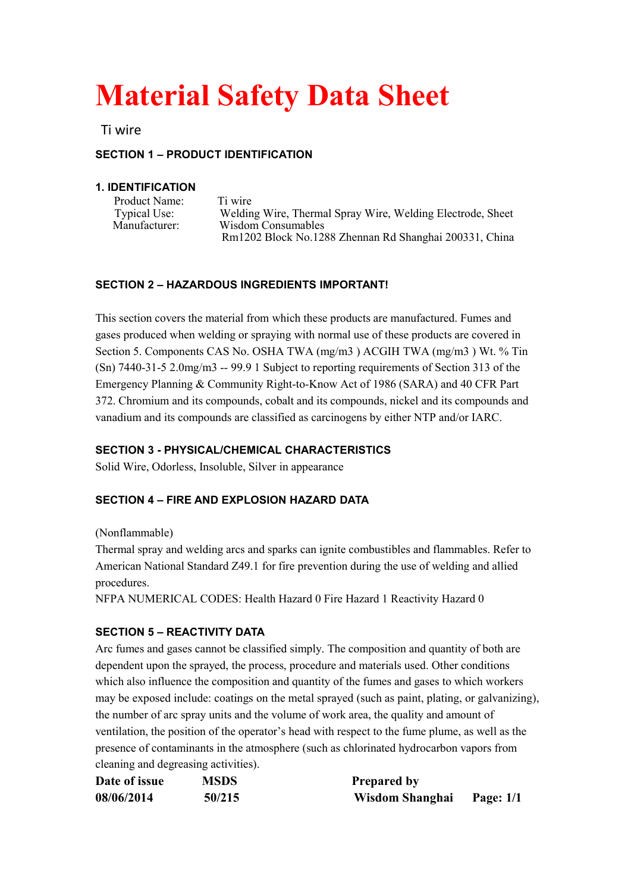# Material Safety Data Sheet

Ti wire

### SECTION 1 – PRODUCT IDENTIFICATION

#### 1. IDENTIFICATION

Product Name: Ti wire
Typical Use: Welding Wire, Thermal Spray Wire, Welding Electrode, Sheet
Manufacturer: Wisdom Consumables
Rm1202 Block No.1288 Zhennan Rd Shanghai 200331, China

### SECTION 2 – HAZARDOUS INGREDIENTS IMPORTANT!

This section covers the material from which these products are manufactured. Fumes and gases produced when welding or spraying with normal use of these products are covered in Section 5. Components CAS No. OSHA TWA (mg/m3 ) ACGIH TWA (mg/m3 ) Wt. % Tin (Sn) 7440-31-5 2.0mg/m3 -- 99.9 1 Subject to reporting requirements of Section 313 of the Emergency Planning & Community Right-to-Know Act of 1986 (SARA) and 40 CFR Part 372. Chromium and its compounds, cobalt and its compounds, nickel and its compounds and vanadium and its compounds are classified as carcinogens by either NTP and/or IARC.

### SECTION 3 - PHYSICAL/CHEMICAL CHARACTERISTICS

Solid Wire, Odorless, Insoluble, Silver in appearance

### SECTION 4 – FIRE AND EXPLOSION HAZARD DATA

(Nonflammable)
Thermal spray and welding arcs and sparks can ignite combustibles and flammables. Refer to American National Standard Z49.1 for fire prevention during the use of welding and allied procedures.
NFPA NUMERICAL CODES: Health Hazard 0 Fire Hazard 1 Reactivity Hazard 0

### SECTION 5 – REACTIVITY DATA

Arc fumes and gases cannot be classified simply. The composition and quantity of both are dependent upon the sprayed, the process, procedure and materials used. Other conditions which also influence the composition and quantity of the fumes and gases to which workers may be exposed include: coatings on the metal sprayed (such as paint, plating, or galvanizing), the number of arc spray units and the volume of work area, the quality and amount of ventilation, the position of the operator's head with respect to the fume plume, as well as the presence of contaminants in the atmosphere (such as chlorinated hydrocarbon vapors from cleaning and degreasing activities).

| **Date of issue** | **MSDS** | **Prepared by** |
|---|---|---|
| **08/06/2014** | **50/215** | **Wisdom Shanghai** |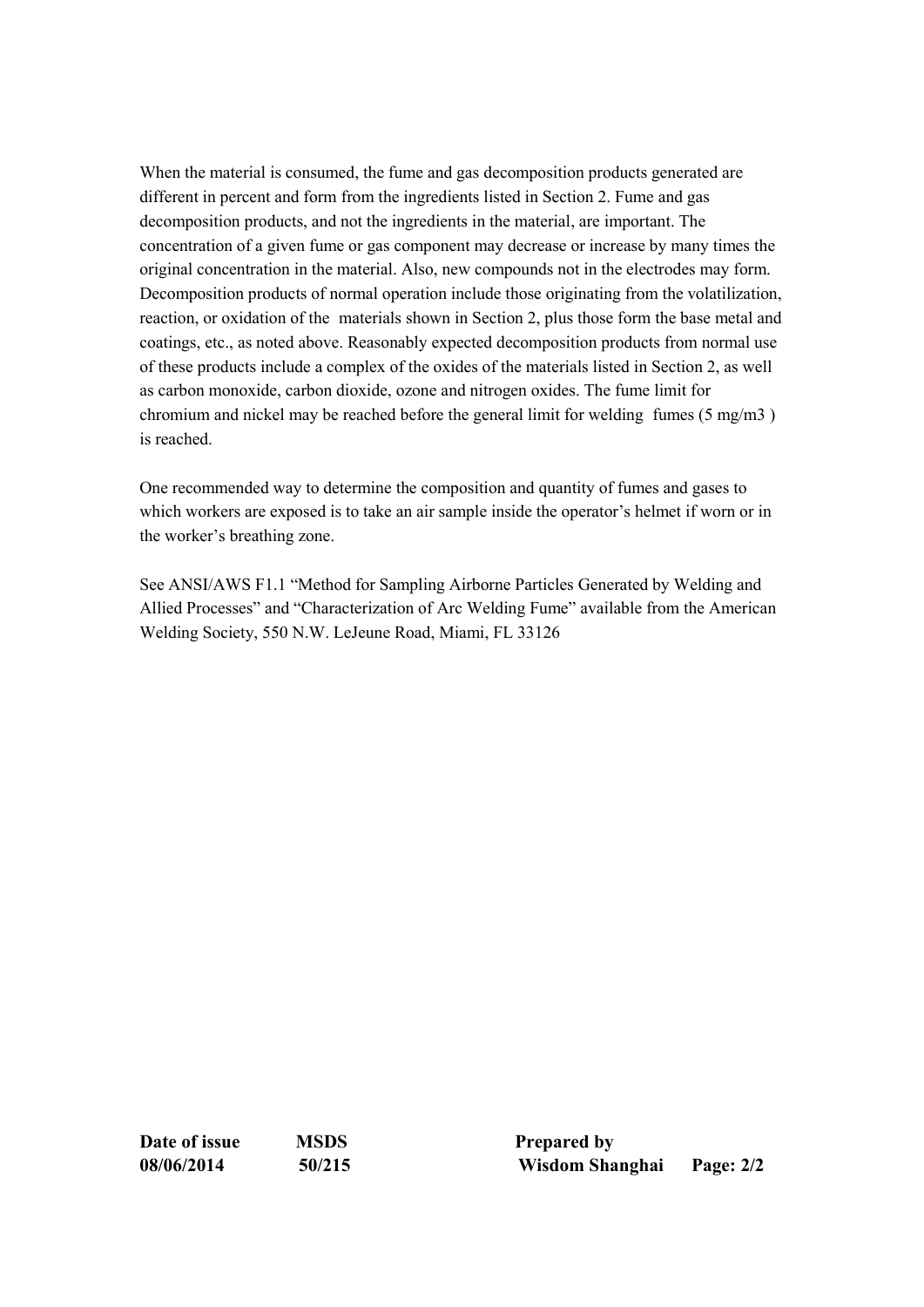When the material is consumed, the fume and gas decomposition products generated are different in percent and form from the ingredients listed in Section 2. Fume and gas decomposition products, and not the ingredients in the material, are important. The concentration of a given fume or gas component may decrease or increase by many times the original concentration in the material. Also, new compounds not in the electrodes may form. Decomposition products of normal operation include those originating from the volatilization, reaction, or oxidation of the materials shown in Section 2, plus those form the base metal and coatings, etc., as noted above. Reasonably expected decomposition products from normal use of these products include a complex of the oxides of the materials listed in Section 2, as well as carbon monoxide, carbon dioxide, ozone and nitrogen oxides. The fume limit for chromium and nickel may be reached before the general limit for welding fumes (5 mg/m3 ) is reached.

One recommended way to determine the composition and quantity of fumes and gases to which workers are exposed is to take an air sample inside the operator's helmet if worn or in the worker's breathing zone.

See ANSI/AWS F1.1 "Method for Sampling Airborne Particles Generated by Welding and Allied Processes" and "Characterization of Arc Welding Fume" available from the American Welding Society, 550 N.W. LeJeune Road, Miami, FL 33126